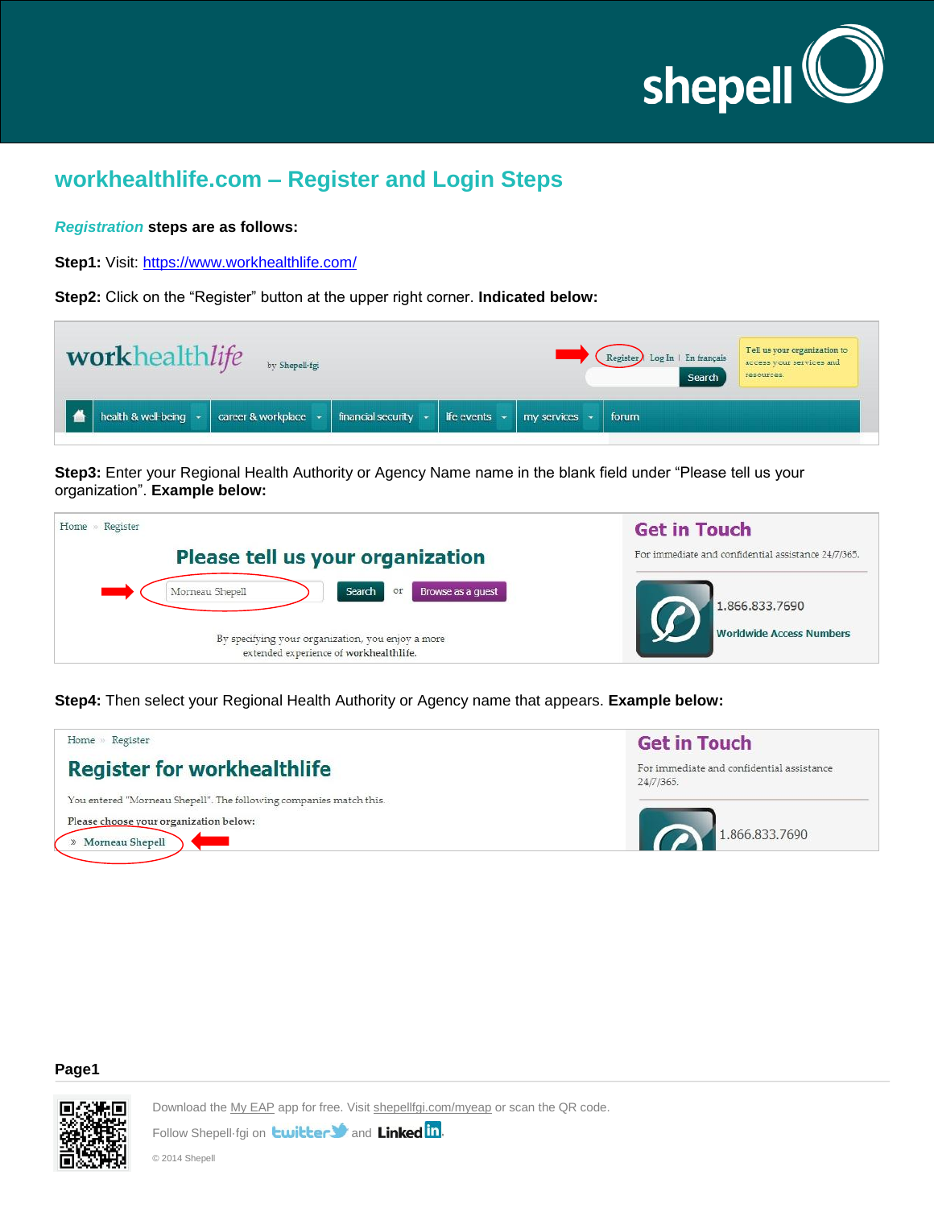# workhealthlife.com – Register and Login Steps

***Registration*** **steps are as follows:**

**Step1:** Visit: https://www.workhealthlife.com/

**Step2:** Click on the "Register" button at the upper right corner. **Indicated below:**

**Step3:** Enter your Regional Health Authority or Agency Name name in the blank field under "Please tell us your organization". **Example below:**

**Step4:** Then select your Regional Health Authority or Agency name that appears. **Example below:**

**Page1**

Download the My EAP app for free. Visit shepellfgi.com/myeap or scan the QR code.

Follow Shepell·fgi on twitter and LinkedIn.

© 2014 Shepell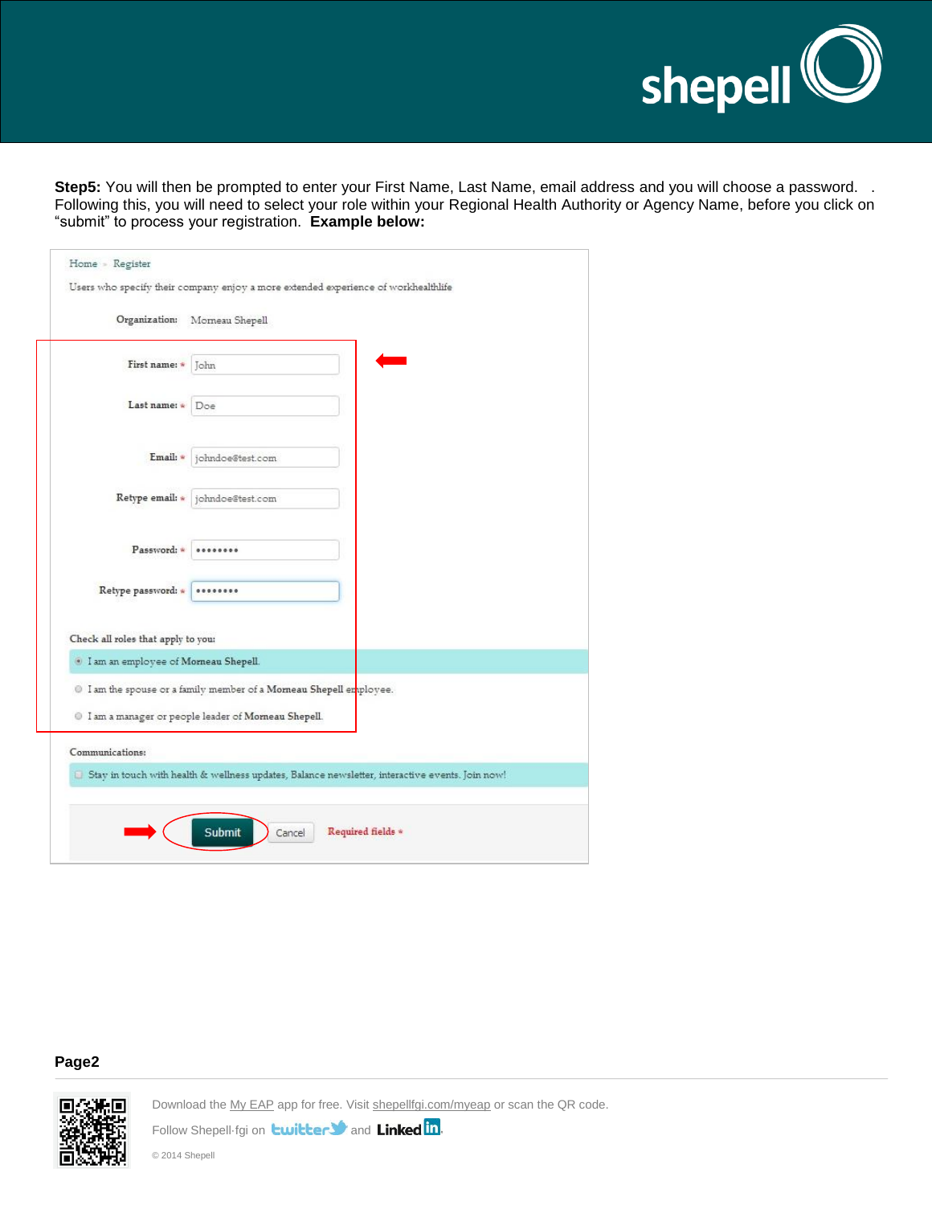**Step5:** You will then be prompted to enter your First Name, Last Name, email address and you will choose a password. . Following this, you will need to select your role within your Regional Health Authority or Agency Name, before you click on "submit" to process your registration. **Example below:**

Home » Register

Users who specify their company enjoy a more extended experience of workhealthlife

Organization: Morneau Shepell

First name: * John

Last name: * Doe

Email: * johndoe@test.com

Retype email: * johndoe@test.com

Password: * ••••••••

Retype password: * ••••••••

Check all roles that apply to you:

- I am an employee of Morneau Shepell.
- I am the spouse or a family member of a Morneau Shepell employee.
- I am a manager or people leader of Morneau Shepell.

Communications:

- Stay in touch with health & wellness updates, Balance newsletter, interactive events. Join now!

Submit Cancel Required fields *

**Page2**

Download the My EAP app for free. Visit shepellfgi.com/myeap or scan the QR code.

Follow Shepell·fgi on twitter and LinkedIn.

© 2014 Shepell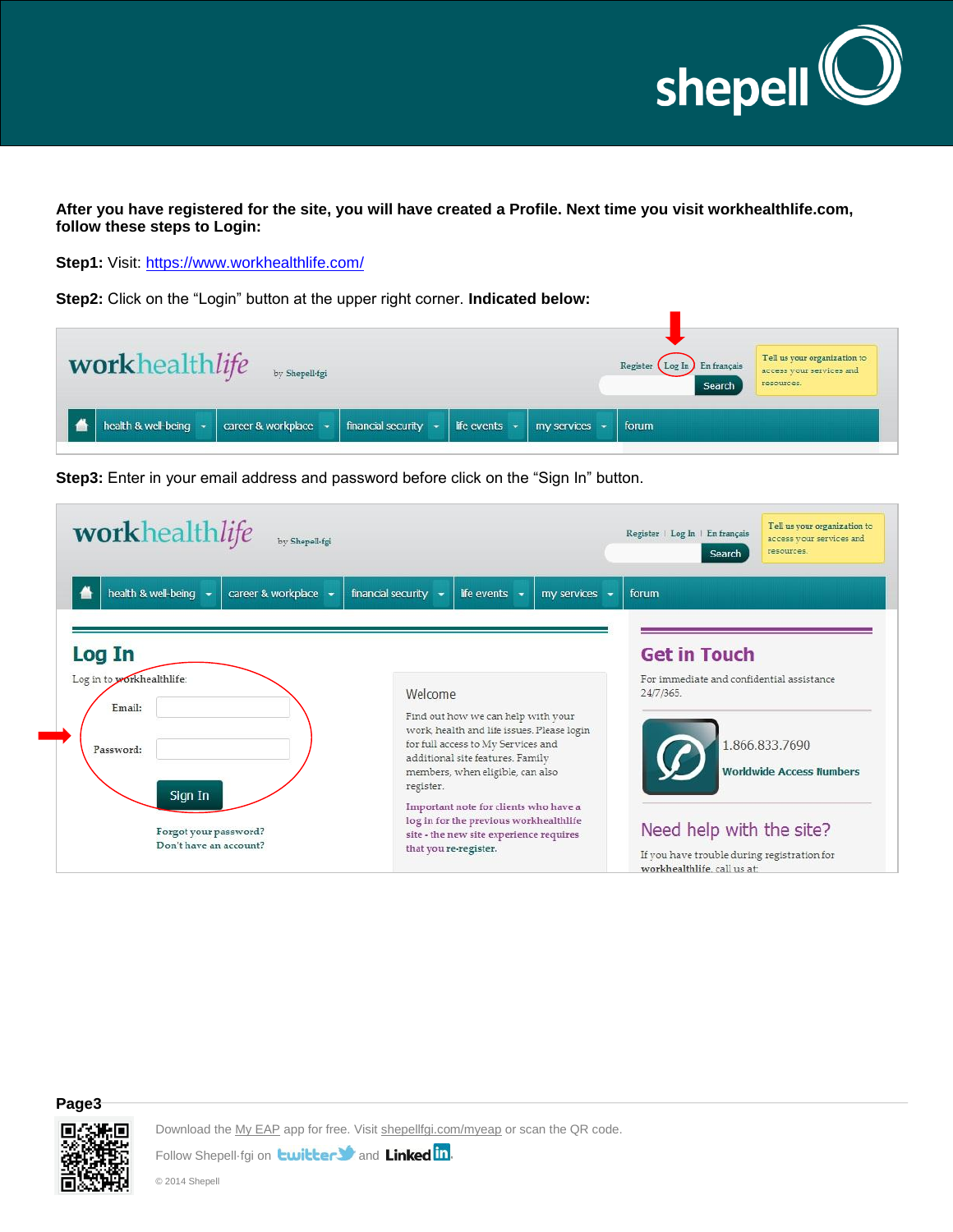After you have registered for the site, you will have created a Profile. Next time you visit workhealthlife.com, follow these steps to Login:**

**Step1:** Visit: https://www.workhealthlife.com/

**Step2:** Click on the "Login" button at the upper right corner. **Indicated below:**

**Step3:** Enter in your email address and password before click on the "Sign In" button.

Download the My EAP app for free. Visit shepellfgi.com/myeap or scan the QR code.

Follow Shepell·fgi on twitter and LinkedIn.

© 2014 Shepell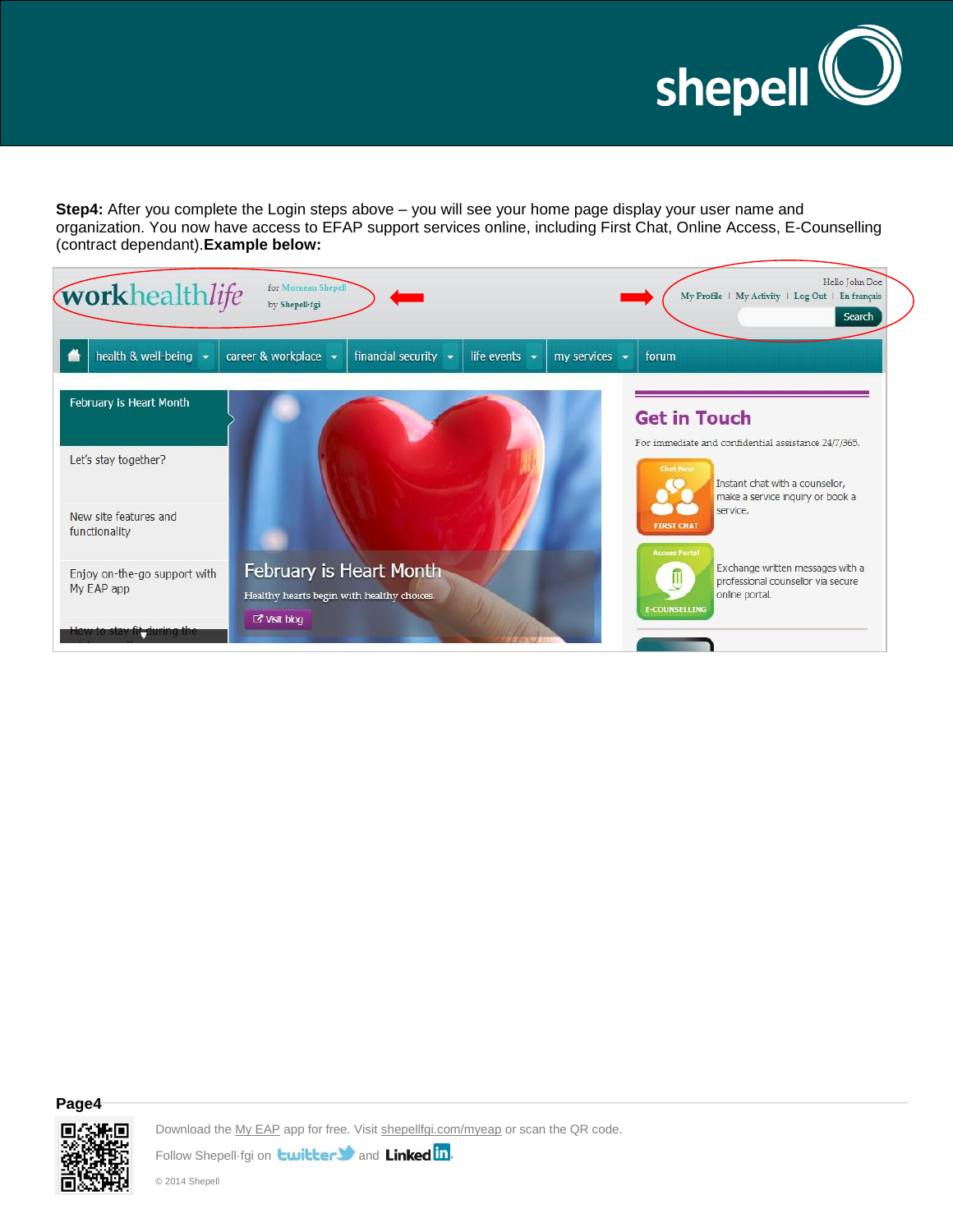**Step4:** After you complete the Login steps above – you will see your home page display your user name and organization. You now have access to EFAP support services online, including First Chat, Online Access, E-Counselling (contract dependant).**Example below:**

workhealthlife for Morneau Shepell by Shepell·fgi

Hello John Doe
My Profile | My Activity | Log Out | En français
Search

health & well-being | career & workplace | financial security | life events | my services | forum

February is Heart Month
Let's stay together?
New site features and functionality
Enjoy on-the-go support with My EAP app
How to stay fit during the

February is Heart Month
Healthy hearts begin with healthy choices.
Visit blog

## Get in Touch

For immediate and confidential assistance 24/7/365.

Chat Now FIRST CHAT — Instant chat with a counselor, make a service inquiry or book a service.

Access Portal E-COUNSELLING — Exchange written messages with a professional counsellor via secure online portal.

Download the My EAP app for free. Visit shepellfgi.com/myeap or scan the QR code.

Follow Shepell·fgi on twitter and LinkedIn.

© 2014 Shepell